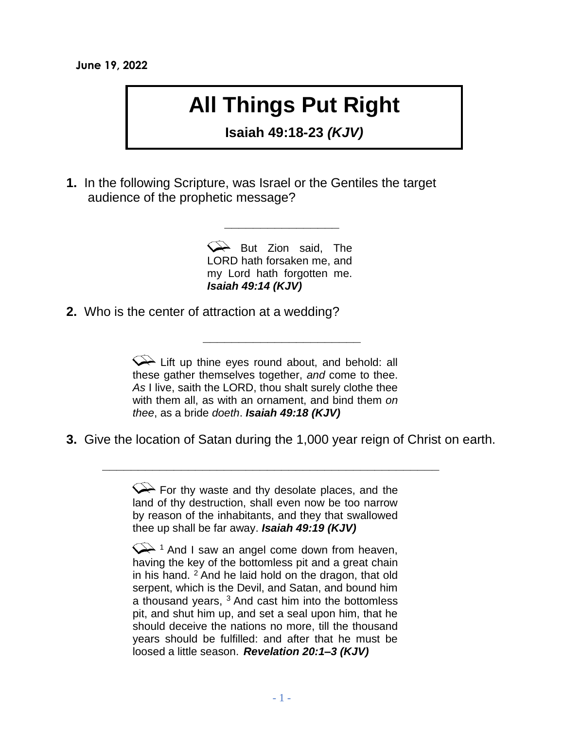June 19, 2022

# All Things Put Right

**Isaiah 49:18-23 *(KJV)***

**1.** In the following Scripture, was Israel or the Gentiles the target audience of the prophetic message?

_________________

> But Zion said, The LORD hath forsaken me, and my Lord hath forgotten me. ***Isaiah 49:14 (KJV)***

**2.** Who is the center of attraction at a wedding?

________________________

> Lift up thine eyes round about, and behold: all these gather themselves together, *and* come to thee. *As* I live, saith the LORD, thou shalt surely clothe thee with them all, as with an ornament, and bind them *on thee*, as a bride *doeth*. ***Isaiah 49:18 (KJV)***

**3.** Give the location of Satan during the 1,000 year reign of Christ on earth.

______________________________________________________

> For thy waste and thy desolate places, and the land of thy destruction, shall even now be too narrow by reason of the inhabitants, and they that swallowed thee up shall be far away. ***Isaiah 49:19 (KJV)***

> [1] And I saw an angel come down from heaven, having the key of the bottomless pit and a great chain in his hand. [2] And he laid hold on the dragon, that old serpent, which is the Devil, and Satan, and bound him a thousand years, [3] And cast him into the bottomless pit, and shut him up, and set a seal upon him, that he should deceive the nations no more, till the thousand years should be fulfilled: and after that he must be loosed a little season. ***Revelation 20:1–3 (KJV)***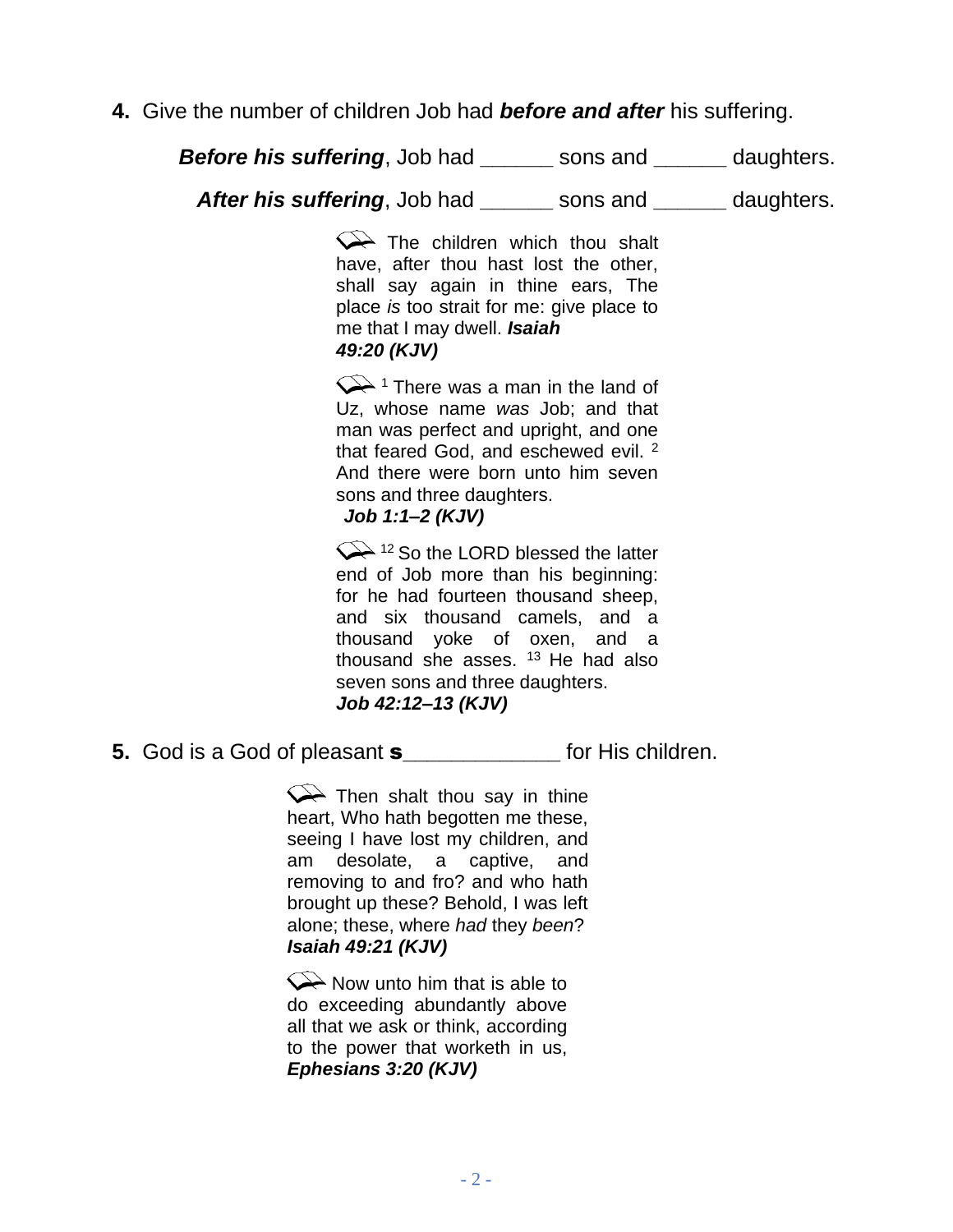**4.** Give the number of children Job had ***before and after*** his suffering.

***Before his suffering***, Job had ______ sons and ______ daughters.

***After his suffering***, Job had ______ sons and ______ daughters.

> The children which thou shalt have, after thou hast lost the other, shall say again in thine ears, The place *is* too strait for me: give place to me that I may dwell. ***Isaiah 49:20 (KJV)***

> [1] There was a man in the land of Uz, whose name *was* Job; and that man was perfect and upright, and one that feared God, and eschewed evil. [2] And there were born unto him seven sons and three daughters. ***Job 1:1–2 (KJV)***

> [12] So the LORD blessed the latter end of Job more than his beginning: for he had fourteen thousand sheep, and six thousand camels, and a thousand yoke of oxen, and a thousand she asses. [13] He had also seven sons and three daughters. ***Job 42:12–13 (KJV)***

**5.** God is a God of pleasant **s**____________ for His children.

> Then shalt thou say in thine heart, Who hath begotten me these, seeing I have lost my children, and am desolate, a captive, and removing to and fro? and who hath brought up these? Behold, I was left alone; these, where *had* they *been*? ***Isaiah 49:21 (KJV)***

> Now unto him that is able to do exceeding abundantly above all that we ask or think, according to the power that worketh in us, ***Ephesians 3:20 (KJV)***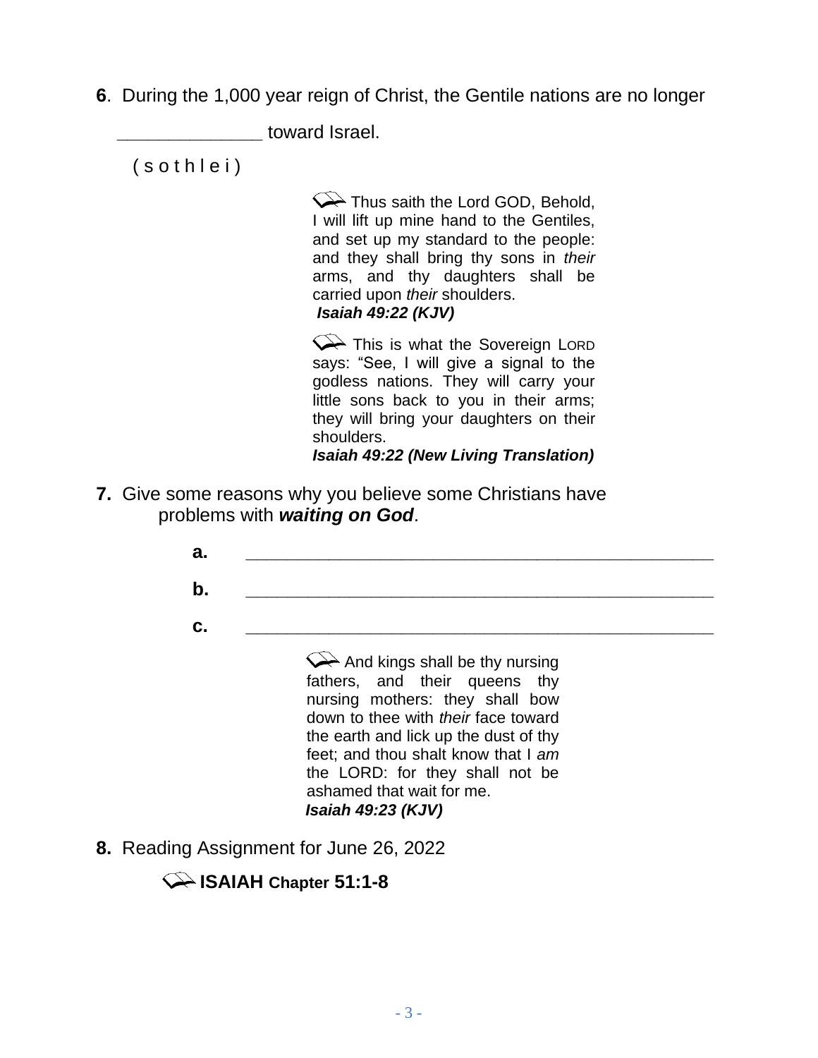**6**. During the 1,000 year reign of Christ, the Gentile nations are no longer

_____________ toward Israel.

( s o t h l e i )

> Thus saith the Lord GOD, Behold, I will lift up mine hand to the Gentiles, and set up my standard to the people: and they shall bring thy sons in *their* arms, and thy daughters shall be carried upon *their* shoulders.
> ***Isaiah 49:22 (KJV)***

> This is what the Sovereign LORD says: "See, I will give a signal to the godless nations. They will carry your little sons back to you in their arms; they will bring your daughters on their shoulders.
> ***Isaiah 49:22 (New Living Translation)***

**7.** Give some reasons why you believe some Christians have problems with ***waiting on God***.

**a.** ___________________________________________________

**b.** ___________________________________________________

**c.** ___________________________________________________

> And kings shall be thy nursing fathers, and their queens thy nursing mothers: they shall bow down to thee with *their* face toward the earth and lick up the dust of thy feet; and thou shalt know that I *am* the LORD: for they shall not be ashamed that wait for me.
> ***Isaiah 49:23 (KJV)***

**8.** Reading Assignment for June 26, 2022

**ISAIAH Chapter 51:1-8**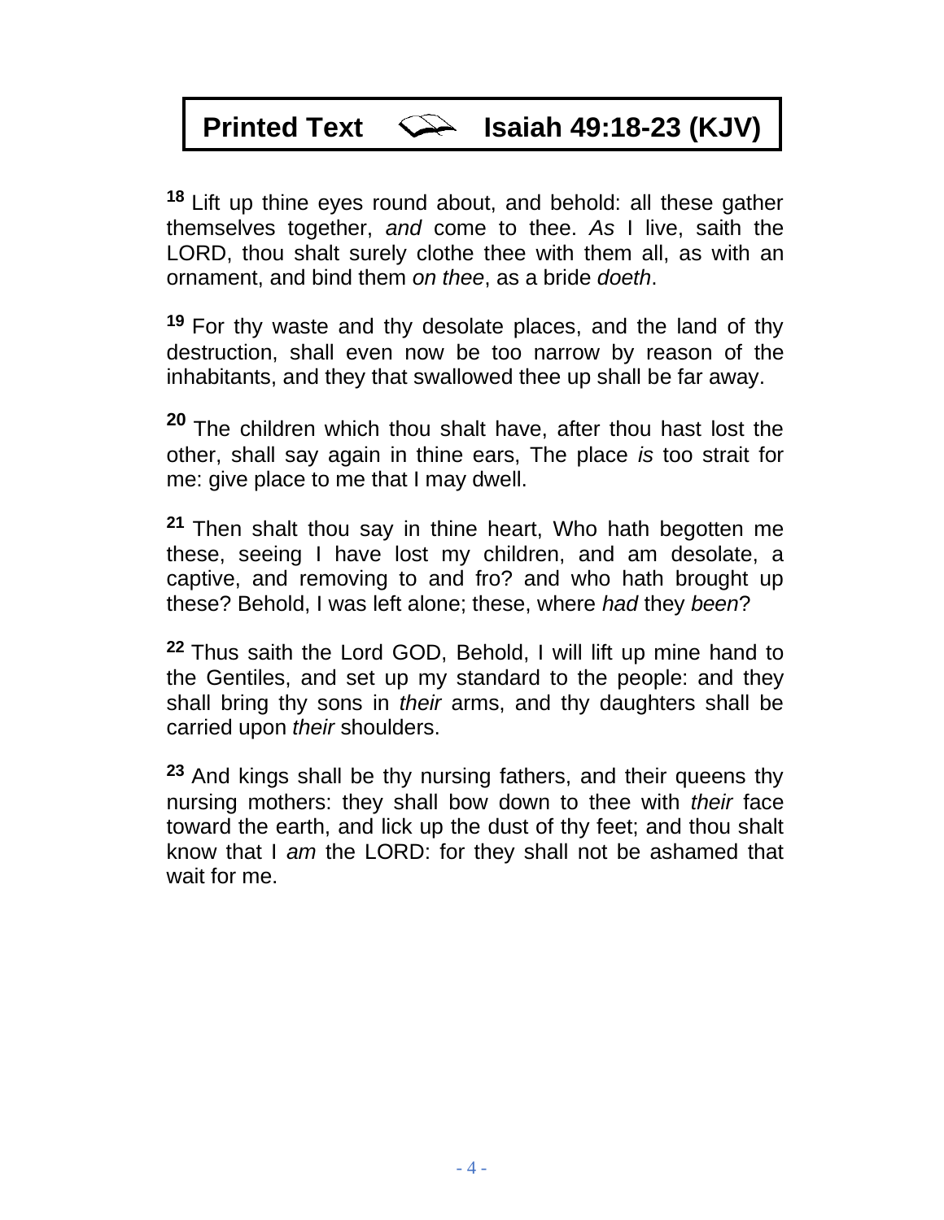# Printed Text Isaiah 49:18-23 (KJV)

**18** Lift up thine eyes round about, and behold: all these gather themselves together, *and* come to thee. *As* I live, saith the LORD, thou shalt surely clothe thee with them all, as with an ornament, and bind them *on thee*, as a bride *doeth*.

**19** For thy waste and thy desolate places, and the land of thy destruction, shall even now be too narrow by reason of the inhabitants, and they that swallowed thee up shall be far away.

**20** The children which thou shalt have, after thou hast lost the other, shall say again in thine ears, The place *is* too strait for me: give place to me that I may dwell.

**21** Then shalt thou say in thine heart, Who hath begotten me these, seeing I have lost my children, and am desolate, a captive, and removing to and fro? and who hath brought up these? Behold, I was left alone; these, where *had* they *been*?

**22** Thus saith the Lord GOD, Behold, I will lift up mine hand to the Gentiles, and set up my standard to the people: and they shall bring thy sons in *their* arms, and thy daughters shall be carried upon *their* shoulders.

**23** And kings shall be thy nursing fathers, and their queens thy nursing mothers: they shall bow down to thee with *their* face toward the earth, and lick up the dust of thy feet; and thou shalt know that I *am* the LORD: for they shall not be ashamed that wait for me.